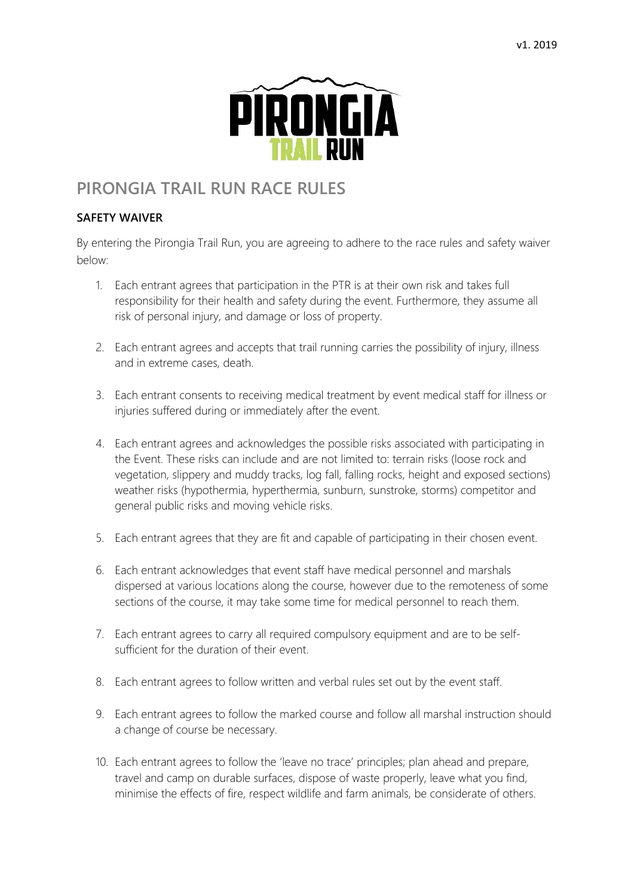v1. 2019

PIRONGIA TRAIL RUN

# PIRONGIA TRAIL RUN RACE RULES

### SAFETY WAIVER

By entering the Pirongia Trail Run, you are agreeing to adhere to the race rules and safety waiver below:

1. Each entrant agrees that participation in the PTR is at their own risk and takes full responsibility for their health and safety during the event. Furthermore, they assume all risk of personal injury, and damage or loss of property.

2. Each entrant agrees and accepts that trail running carries the possibility of injury, illness and in extreme cases, death.

3. Each entrant consents to receiving medical treatment by event medical staff for illness or injuries suffered during or immediately after the event.

4. Each entrant agrees and acknowledges the possible risks associated with participating in the Event. These risks can include and are not limited to: terrain risks (loose rock and vegetation, slippery and muddy tracks, log fall, falling rocks, height and exposed sections) weather risks (hypothermia, hyperthermia, sunburn, sunstroke, storms) competitor and general public risks and moving vehicle risks.

5. Each entrant agrees that they are fit and capable of participating in their chosen event.

6. Each entrant acknowledges that event staff have medical personnel and marshals dispersed at various locations along the course, however due to the remoteness of some sections of the course, it may take some time for medical personnel to reach them.

7. Each entrant agrees to carry all required compulsory equipment and are to be self-sufficient for the duration of their event.

8. Each entrant agrees to follow written and verbal rules set out by the event staff.

9. Each entrant agrees to follow the marked course and follow all marshal instruction should a change of course be necessary.

10. Each entrant agrees to follow the 'leave no trace' principles; plan ahead and prepare, travel and camp on durable surfaces, dispose of waste properly, leave what you find, minimise the effects of fire, respect wildlife and farm animals, be considerate of others.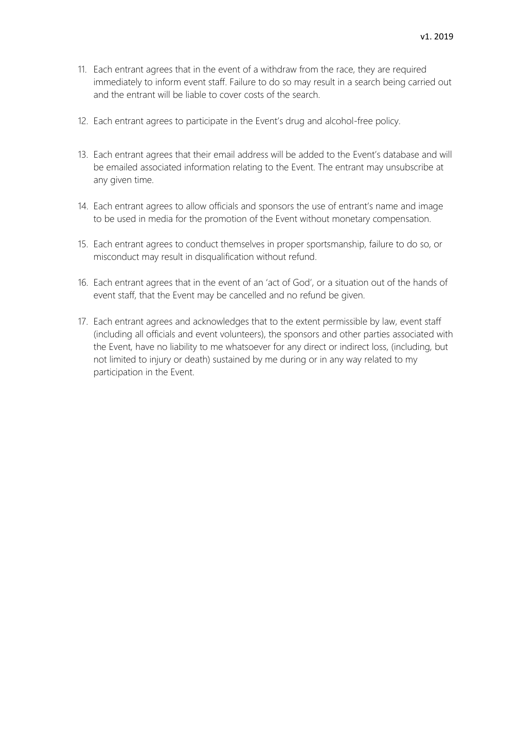11. Each entrant agrees that in the event of a withdraw from the race, they are required immediately to inform event staff. Failure to do so may result in a search being carried out and the entrant will be liable to cover costs of the search.

12. Each entrant agrees to participate in the Event's drug and alcohol-free policy.

13. Each entrant agrees that their email address will be added to the Event's database and will be emailed associated information relating to the Event. The entrant may unsubscribe at any given time.

14. Each entrant agrees to allow officials and sponsors the use of entrant's name and image to be used in media for the promotion of the Event without monetary compensation.

15. Each entrant agrees to conduct themselves in proper sportsmanship, failure to do so, or misconduct may result in disqualification without refund.

16. Each entrant agrees that in the event of an 'act of God', or a situation out of the hands of event staff, that the Event may be cancelled and no refund be given.

17. Each entrant agrees and acknowledges that to the extent permissible by law, event staff (including all officials and event volunteers), the sponsors and other parties associated with the Event, have no liability to me whatsoever for any direct or indirect loss, (including, but not limited to injury or death) sustained by me during or in any way related to my participation in the Event.